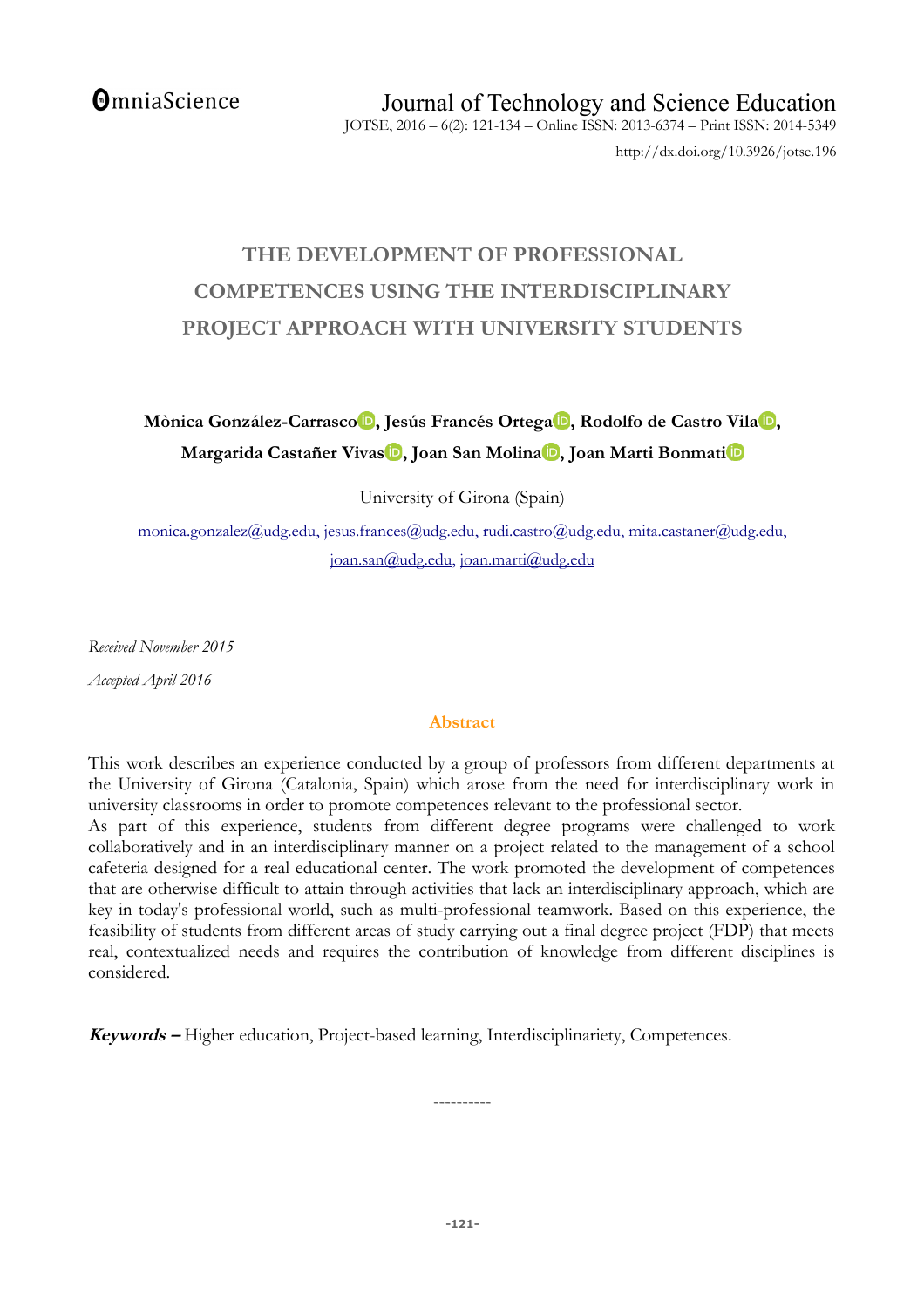OmniaScience

Journal of Technology and Science Education

JOTSE, 2016 – 6(2): 121-134 – Online ISSN: 2013-6374 – Print ISSN: 2014-5349

http://dx.doi.org/10.3926/jotse.196

# THE DEVELOPMENT OF PROFESSIONAL COMPETENCES USING THE INTERDISCIPLINARY PROJECT APPROACH WITH UNIVERSITY STUDENTS

**Mònica González-Carrasco, Jesús Francés Ortega, Rodolfo de Castro Vila, Margarida Castañer Vivas, Joan San Molina, Joan Marti Bonmati**

University of Girona (Spain)

monica.gonzalez@udg.edu, jesus.frances@udg.edu, rudi.castro@udg.edu, mita.castaner@udg.edu, joan.san@udg.edu, joan.marti@udg.edu

*Received November 2015*

*Accepted April 2016*

## Abstract

This work describes an experience conducted by a group of professors from different departments at the University of Girona (Catalonia, Spain) which arose from the need for interdisciplinary work in university classrooms in order to promote competences relevant to the professional sector.

As part of this experience, students from different degree programs were challenged to work collaboratively and in an interdisciplinary manner on a project related to the management of a school cafeteria designed for a real educational center. The work promoted the development of competences that are otherwise difficult to attain through activities that lack an interdisciplinary approach, which are key in today's professional world, such as multi-professional teamwork. Based on this experience, the feasibility of students from different areas of study carrying out a final degree project (FDP) that meets real, contextualized needs and requires the contribution of knowledge from different disciplines is considered.

***Keywords –*** Higher education, Project-based learning, Interdisciplinariety, Competences.

----------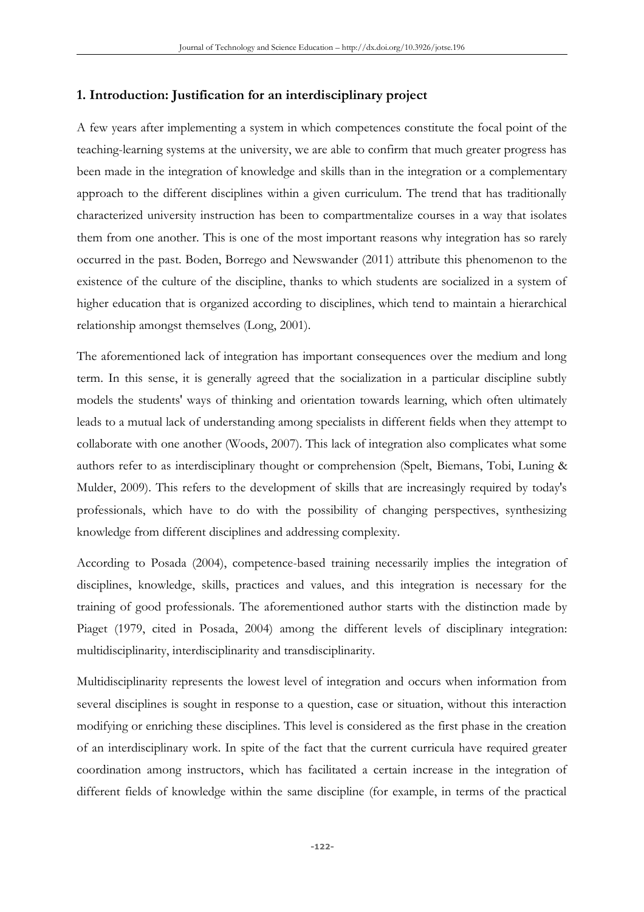## 1. Introduction: Justification for an interdisciplinary project

A few years after implementing a system in which competences constitute the focal point of the teaching-learning systems at the university, we are able to confirm that much greater progress has been made in the integration of knowledge and skills than in the integration or a complementary approach to the different disciplines within a given curriculum. The trend that has traditionally characterized university instruction has been to compartmentalize courses in a way that isolates them from one another. This is one of the most important reasons why integration has so rarely occurred in the past. Boden, Borrego and Newswander (2011) attribute this phenomenon to the existence of the culture of the discipline, thanks to which students are socialized in a system of higher education that is organized according to disciplines, which tend to maintain a hierarchical relationship amongst themselves (Long, 2001).

The aforementioned lack of integration has important consequences over the medium and long term. In this sense, it is generally agreed that the socialization in a particular discipline subtly models the students' ways of thinking and orientation towards learning, which often ultimately leads to a mutual lack of understanding among specialists in different fields when they attempt to collaborate with one another (Woods, 2007). This lack of integration also complicates what some authors refer to as interdisciplinary thought or comprehension (Spelt, Biemans, Tobi, Luning & Mulder, 2009). This refers to the development of skills that are increasingly required by today's professionals, which have to do with the possibility of changing perspectives, synthesizing knowledge from different disciplines and addressing complexity.

According to Posada (2004), competence-based training necessarily implies the integration of disciplines, knowledge, skills, practices and values, and this integration is necessary for the training of good professionals. The aforementioned author starts with the distinction made by Piaget (1979, cited in Posada, 2004) among the different levels of disciplinary integration: multidisciplinarity, interdisciplinarity and transdisciplinarity.

Multidisciplinarity represents the lowest level of integration and occurs when information from several disciplines is sought in response to a question, case or situation, without this interaction modifying or enriching these disciplines. This level is considered as the first phase in the creation of an interdisciplinary work. In spite of the fact that the current curricula have required greater coordination among instructors, which has facilitated a certain increase in the integration of different fields of knowledge within the same discipline (for example, in terms of the practical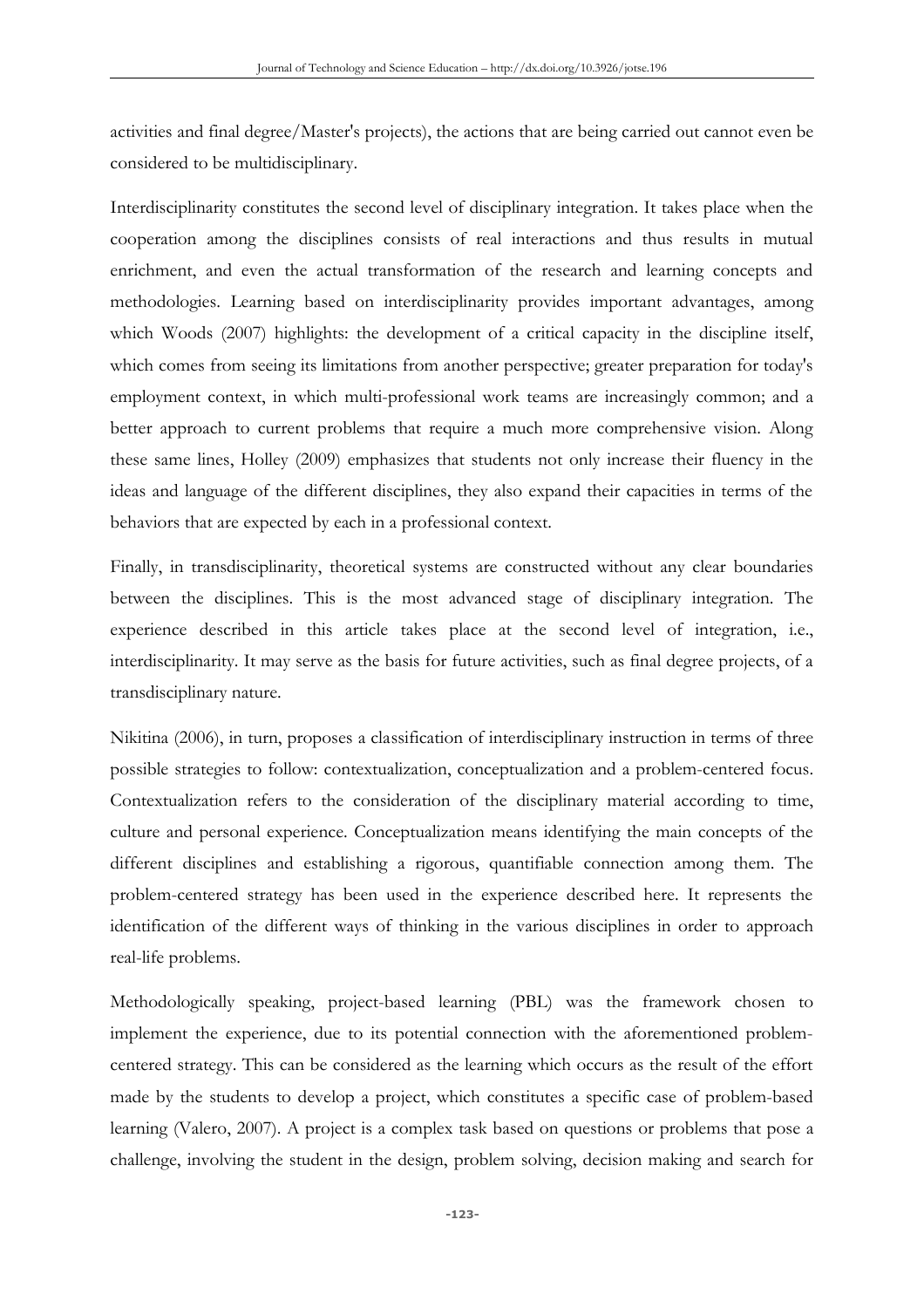activities and final degree/Master's projects), the actions that are being carried out cannot even be considered to be multidisciplinary.

Interdisciplinarity constitutes the second level of disciplinary integration. It takes place when the cooperation among the disciplines consists of real interactions and thus results in mutual enrichment, and even the actual transformation of the research and learning concepts and methodologies. Learning based on interdisciplinarity provides important advantages, among which Woods (2007) highlights: the development of a critical capacity in the discipline itself, which comes from seeing its limitations from another perspective; greater preparation for today's employment context, in which multi-professional work teams are increasingly common; and a better approach to current problems that require a much more comprehensive vision. Along these same lines, Holley (2009) emphasizes that students not only increase their fluency in the ideas and language of the different disciplines, they also expand their capacities in terms of the behaviors that are expected by each in a professional context.

Finally, in transdisciplinarity, theoretical systems are constructed without any clear boundaries between the disciplines. This is the most advanced stage of disciplinary integration. The experience described in this article takes place at the second level of integration, i.e., interdisciplinarity. It may serve as the basis for future activities, such as final degree projects, of a transdisciplinary nature.

Nikitina (2006), in turn, proposes a classification of interdisciplinary instruction in terms of three possible strategies to follow: contextualization, conceptualization and a problem-centered focus. Contextualization refers to the consideration of the disciplinary material according to time, culture and personal experience. Conceptualization means identifying the main concepts of the different disciplines and establishing a rigorous, quantifiable connection among them. The problem-centered strategy has been used in the experience described here. It represents the identification of the different ways of thinking in the various disciplines in order to approach real-life problems.

Methodologically speaking, project-based learning (PBL) was the framework chosen to implement the experience, due to its potential connection with the aforementioned problem-centered strategy. This can be considered as the learning which occurs as the result of the effort made by the students to develop a project, which constitutes a specific case of problem-based learning (Valero, 2007). A project is a complex task based on questions or problems that pose a challenge, involving the student in the design, problem solving, decision making and search for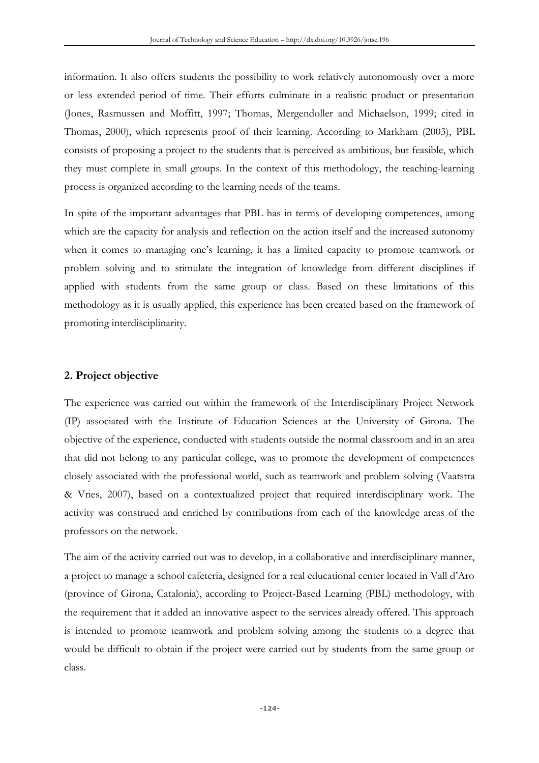information. It also offers students the possibility to work relatively autonomously over a more or less extended period of time. Their efforts culminate in a realistic product or presentation (Jones, Rasmussen and Moffitt, 1997; Thomas, Mergendoller and Michaelson, 1999; cited in Thomas, 2000), which represents proof of their learning. According to Markham (2003), PBL consists of proposing a project to the students that is perceived as ambitious, but feasible, which they must complete in small groups. In the context of this methodology, the teaching-learning process is organized according to the learning needs of the teams.

In spite of the important advantages that PBL has in terms of developing competences, among which are the capacity for analysis and reflection on the action itself and the increased autonomy when it comes to managing one's learning, it has a limited capacity to promote teamwork or problem solving and to stimulate the integration of knowledge from different disciplines if applied with students from the same group or class. Based on these limitations of this methodology as it is usually applied, this experience has been created based on the framework of promoting interdisciplinarity.

## 2. Project objective

The experience was carried out within the framework of the Interdisciplinary Project Network (IP) associated with the Institute of Education Sciences at the University of Girona. The objective of the experience, conducted with students outside the normal classroom and in an area that did not belong to any particular college, was to promote the development of competences closely associated with the professional world, such as teamwork and problem solving (Vaatstra & Vries, 2007), based on a contextualized project that required interdisciplinary work. The activity was construed and enriched by contributions from each of the knowledge areas of the professors on the network.

The aim of the activity carried out was to develop, in a collaborative and interdisciplinary manner, a project to manage a school cafeteria, designed for a real educational center located in Vall d'Aro (province of Girona, Catalonia), according to Project-Based Learning (PBL) methodology, with the requirement that it added an innovative aspect to the services already offered. This approach is intended to promote teamwork and problem solving among the students to a degree that would be difficult to obtain if the project were carried out by students from the same group or class.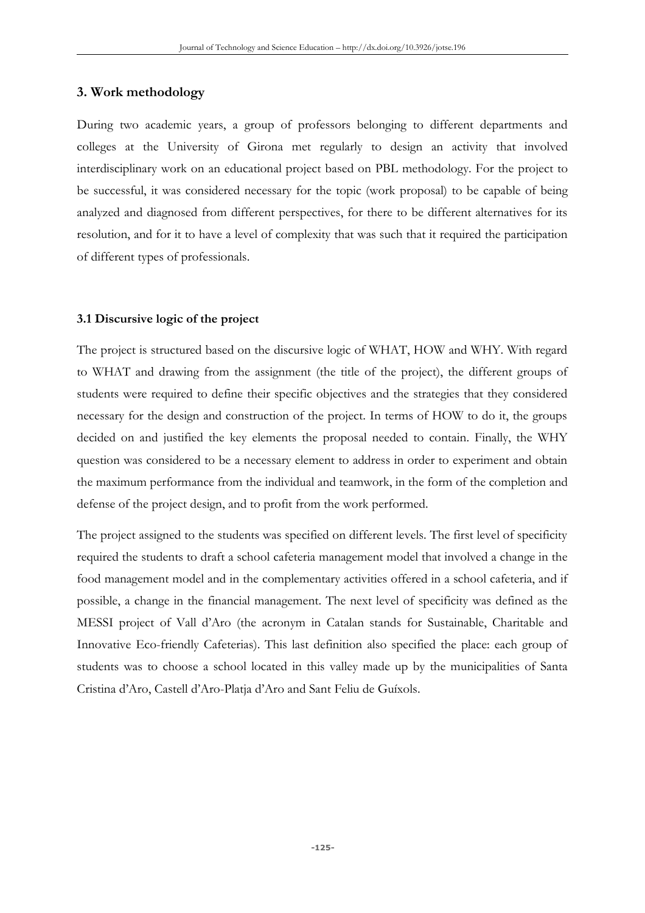## 3. Work methodology

During two academic years, a group of professors belonging to different departments and colleges at the University of Girona met regularly to design an activity that involved interdisciplinary work on an educational project based on PBL methodology. For the project to be successful, it was considered necessary for the topic (work proposal) to be capable of being analyzed and diagnosed from different perspectives, for there to be different alternatives for its resolution, and for it to have a level of complexity that was such that it required the participation of different types of professionals.

### 3.1 Discursive logic of the project

The project is structured based on the discursive logic of WHAT, HOW and WHY. With regard to WHAT and drawing from the assignment (the title of the project), the different groups of students were required to define their specific objectives and the strategies that they considered necessary for the design and construction of the project. In terms of HOW to do it, the groups decided on and justified the key elements the proposal needed to contain. Finally, the WHY question was considered to be a necessary element to address in order to experiment and obtain the maximum performance from the individual and teamwork, in the form of the completion and defense of the project design, and to profit from the work performed.

The project assigned to the students was specified on different levels. The first level of specificity required the students to draft a school cafeteria management model that involved a change in the food management model and in the complementary activities offered in a school cafeteria, and if possible, a change in the financial management. The next level of specificity was defined as the MESSI project of Vall d'Aro (the acronym in Catalan stands for Sustainable, Charitable and Innovative Eco-friendly Cafeterias). This last definition also specified the place: each group of students was to choose a school located in this valley made up by the municipalities of Santa Cristina d'Aro, Castell d'Aro-Platja d'Aro and Sant Feliu de Guíxols.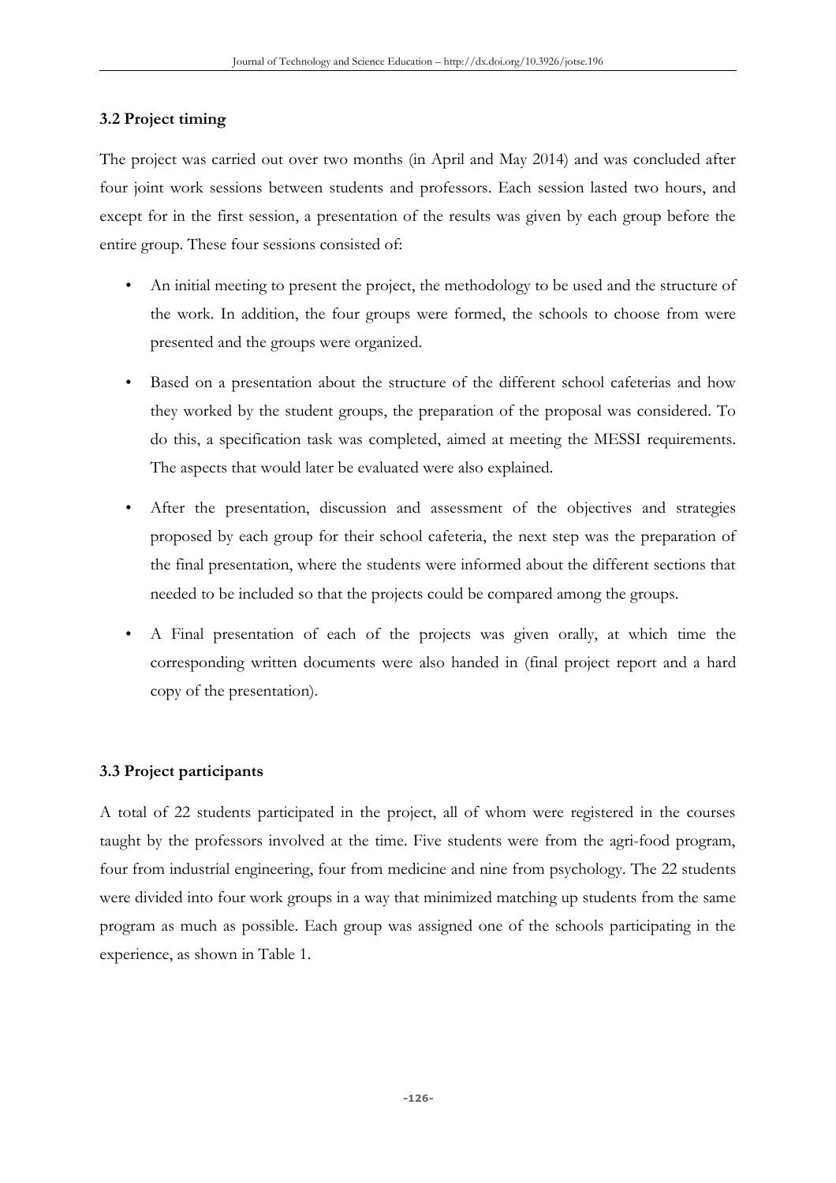### 3.2 Project timing

The project was carried out over two months (in April and May 2014) and was concluded after four joint work sessions between students and professors. Each session lasted two hours, and except for in the first session, a presentation of the results was given by each group before the entire group. These four sessions consisted of:

- An initial meeting to present the project, the methodology to be used and the structure of the work. In addition, the four groups were formed, the schools to choose from were presented and the groups were organized.
- Based on a presentation about the structure of the different school cafeterias and how they worked by the student groups, the preparation of the proposal was considered. To do this, a specification task was completed, aimed at meeting the MESSI requirements. The aspects that would later be evaluated were also explained.
- After the presentation, discussion and assessment of the objectives and strategies proposed by each group for their school cafeteria, the next step was the preparation of the final presentation, where the students were informed about the different sections that needed to be included so that the projects could be compared among the groups.
- A Final presentation of each of the projects was given orally, at which time the corresponding written documents were also handed in (final project report and a hard copy of the presentation).

### 3.3 Project participants

A total of 22 students participated in the project, all of whom were registered in the courses taught by the professors involved at the time. Five students were from the agri-food program, four from industrial engineering, four from medicine and nine from psychology. The 22 students were divided into four work groups in a way that minimized matching up students from the same program as much as possible. Each group was assigned one of the schools participating in the experience, as shown in Table 1.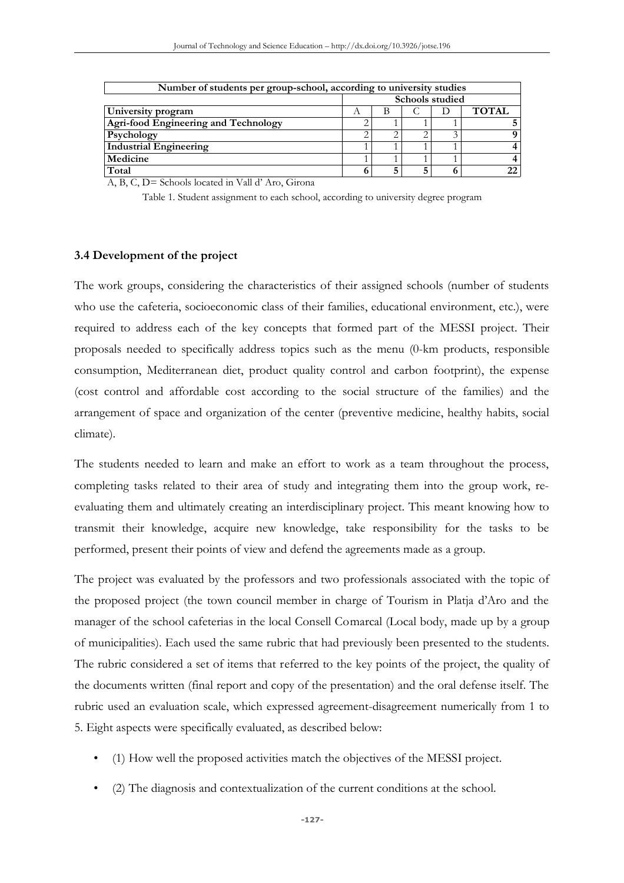| Number of students per group-school, according to university studies | | | | | |
|---|---|---|---|---|---|
| | Schools studied | | | | |
| University program | A | B | C | D | TOTAL |
| **Agri-food Engineering and Technology** | 2 | 1 | 1 | 1 | 5 |
| **Psychology** | 2 | 2 | 2 | 3 | 9 |
| **Industrial Engineering** | 1 | 1 | 1 | 1 | 4 |
| **Medicine** | 1 | 1 | 1 | 1 | 4 |
| **Total** | 6 | 5 | 5 | 6 | 22 |

A, B, C, D= Schools located in Vall d' Aro, Girona

Table 1. Student assignment to each school, according to university degree program

### 3.4 Development of the project

The work groups, considering the characteristics of their assigned schools (number of students who use the cafeteria, socioeconomic class of their families, educational environment, etc.), were required to address each of the key concepts that formed part of the MESSI project. Their proposals needed to specifically address topics such as the menu (0-km products, responsible consumption, Mediterranean diet, product quality control and carbon footprint), the expense (cost control and affordable cost according to the social structure of the families) and the arrangement of space and organization of the center (preventive medicine, healthy habits, social climate).

The students needed to learn and make an effort to work as a team throughout the process, completing tasks related to their area of study and integrating them into the group work, re-evaluating them and ultimately creating an interdisciplinary project. This meant knowing how to transmit their knowledge, acquire new knowledge, take responsibility for the tasks to be performed, present their points of view and defend the agreements made as a group.

The project was evaluated by the professors and two professionals associated with the topic of the proposed project (the town council member in charge of Tourism in Platja d'Aro and the manager of the school cafeterias in the local Consell Comarcal (Local body, made up by a group of municipalities). Each used the same rubric that had previously been presented to the students. The rubric considered a set of items that referred to the key points of the project, the quality of the documents written (final report and copy of the presentation) and the oral defense itself. The rubric used an evaluation scale, which expressed agreement-disagreement numerically from 1 to 5. Eight aspects were specifically evaluated, as described below:

- (1) How well the proposed activities match the objectives of the MESSI project.
- (2) The diagnosis and contextualization of the current conditions at the school.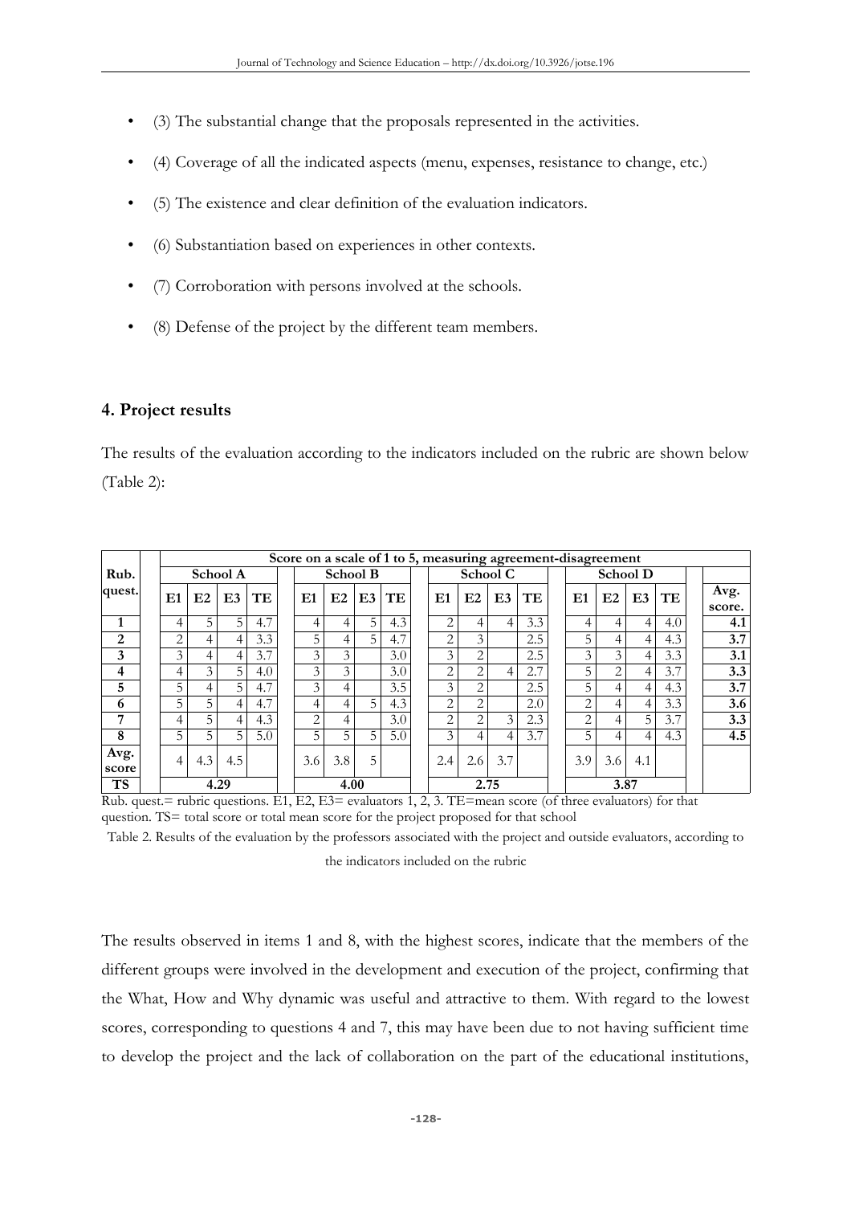- (3) The substantial change that the proposals represented in the activities.
- (4) Coverage of all the indicated aspects (menu, expenses, resistance to change, etc.)
- (5) The existence and clear definition of the evaluation indicators.
- (6) Substantiation based on experiences in other contexts.
- (7) Corroboration with persons involved at the schools.
- (8) Defense of the project by the different team members.

## 4. Project results

The results of the evaluation according to the indicators included on the rubric are shown below (Table 2):

| Rub. quest. | Score on a scale of 1 to 5, measuring agreement-disagreement | | | | | | | | | | | | | | | | |
|---|---|---|---|---|---|---|---|---|---|---|---|---|---|---|---|---|---|
| | School A | | | | School B | | | | School C | | | | School D | | | | |
| | **E1** | **E2** | **E3** | **TE** | **E1** | **E2** | **E3** | **TE** | **E1** | **E2** | **E3** | **TE** | **E1** | **E2** | **E3** | **TE** | **Avg. score.** |
| **1** | 4 | 5 | 5 | 4.7 | 4 | 4 | 5 | 4.3 | 2 | 4 | 4 | 3.3 | 4 | 4 | 4 | 4.0 | **4.1** |
| **2** | 2 | 4 | 4 | 3.3 | 5 | 4 | 5 | 4.7 | 2 | 3 | | 2.5 | 5 | 4 | 4 | 4.3 | **3.7** |
| **3** | 3 | 4 | 4 | 3.7 | 3 | 3 | | 3.0 | 3 | 2 | | 2.5 | 3 | 3 | 4 | 3.3 | **3.1** |
| **4** | 4 | 3 | 5 | 4.0 | 3 | 3 | | 3.0 | 2 | 2 | 4 | 2.7 | 5 | 2 | 4 | 3.7 | **3.3** |
| **5** | 5 | 4 | 5 | 4.7 | 3 | 4 | | 3.5 | 3 | 2 | | 2.5 | 5 | 4 | 4 | 4.3 | **3.7** |
| **6** | 5 | 5 | 4 | 4.7 | 4 | 4 | 5 | 4.3 | 2 | 2 | | 2.0 | 2 | 4 | 4 | 3.3 | **3.6** |
| **7** | 4 | 5 | 4 | 4.3 | 2 | 4 | | 3.0 | 2 | 2 | 3 | 2.3 | 2 | 4 | 5 | 3.7 | **3.3** |
| **8** | 5 | 5 | 5 | 5.0 | 5 | 5 | 5 | 5.0 | 3 | 4 | 4 | 3.7 | 5 | 4 | 4 | 4.3 | **4.5** |
| **Avg. score** | 4 | 4.3 | 4.5 | | 3.6 | 3.8 | 5 | | 2.4 | 2.6 | 3.7 | | 3.9 | 3.6 | 4.1 | | |
| **TS** | 4.29 | | | | 4.00 | | | | 2.75 | | | | 3.87 | | | | |

Rub. quest.= rubric questions. E1, E2, E3= evaluators 1, 2, 3. TE=mean score (of three evaluators) for that question. TS= total score or total mean score for the project proposed for that school

Table 2. Results of the evaluation by the professors associated with the project and outside evaluators, according to the indicators included on the rubric

The results observed in items 1 and 8, with the highest scores, indicate that the members of the different groups were involved in the development and execution of the project, confirming that the What, How and Why dynamic was useful and attractive to them. With regard to the lowest scores, corresponding to questions 4 and 7, this may have been due to not having sufficient time to develop the project and the lack of collaboration on the part of the educational institutions,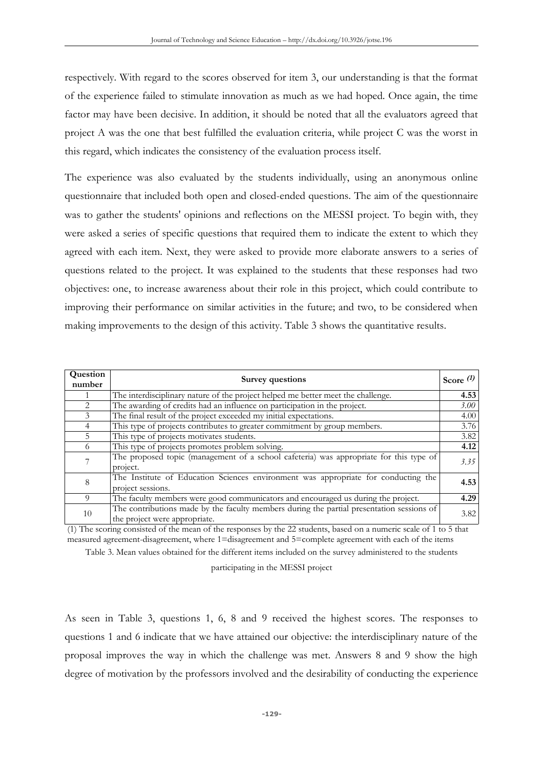respectively. With regard to the scores observed for item 3, our understanding is that the format of the experience failed to stimulate innovation as much as we had hoped. Once again, the time factor may have been decisive. In addition, it should be noted that all the evaluators agreed that project A was the one that best fulfilled the evaluation criteria, while project C was the worst in this regard, which indicates the consistency of the evaluation process itself.

The experience was also evaluated by the students individually, using an anonymous online questionnaire that included both open and closed-ended questions. The aim of the questionnaire was to gather the students' opinions and reflections on the MESSI project. To begin with, they were asked a series of specific questions that required them to indicate the extent to which they agreed with each item. Next, they were asked to provide more elaborate answers to a series of questions related to the project. It was explained to the students that these responses had two objectives: one, to increase awareness about their role in this project, which could contribute to improving their performance on similar activities in the future; and two, to be considered when making improvements to the design of this activity. Table 3 shows the quantitative results.

| Question number | Survey questions | Score *(1)* |
|---|---|---|
| 1 | The interdisciplinary nature of the project helped me better meet the challenge. | **4.53** |
| 2 | The awarding of credits had an influence on participation in the project. | *3.00* |
| 3 | The final result of the project exceeded my initial expectations. | 4.00 |
| 4 | This type of projects contributes to greater commitment by group members. | 3.76 |
| 5 | This type of projects motivates students. | 3.82 |
| 6 | This type of projects promotes problem solving. | **4.12** |
| 7 | The proposed topic (management of a school cafeteria) was appropriate for this type of project. | *3.35* |
| 8 | The Institute of Education Sciences environment was appropriate for conducting the project sessions. | **4.53** |
| 9 | The faculty members were good communicators and encouraged us during the project. | **4.29** |
| 10 | The contributions made by the faculty members during the partial presentation sessions of the project were appropriate. | 3.82 |

(1) The scoring consisted of the mean of the responses by the 22 students, based on a numeric scale of 1 to 5 that measured agreement-disagreement, where 1=disagreement and 5=complete agreement with each of the items

Table 3. Mean values obtained for the different items included on the survey administered to the students participating in the MESSI project

As seen in Table 3, questions 1, 6, 8 and 9 received the highest scores. The responses to questions 1 and 6 indicate that we have attained our objective: the interdisciplinary nature of the proposal improves the way in which the challenge was met. Answers 8 and 9 show the high degree of motivation by the professors involved and the desirability of conducting the experience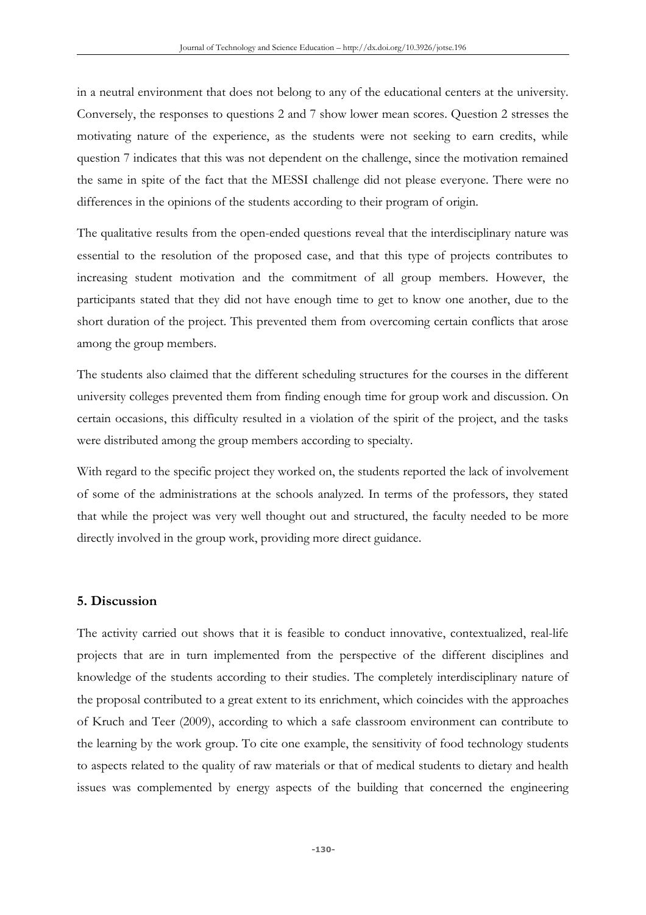in a neutral environment that does not belong to any of the educational centers at the university. Conversely, the responses to questions 2 and 7 show lower mean scores. Question 2 stresses the motivating nature of the experience, as the students were not seeking to earn credits, while question 7 indicates that this was not dependent on the challenge, since the motivation remained the same in spite of the fact that the MESSI challenge did not please everyone. There were no differences in the opinions of the students according to their program of origin.

The qualitative results from the open-ended questions reveal that the interdisciplinary nature was essential to the resolution of the proposed case, and that this type of projects contributes to increasing student motivation and the commitment of all group members. However, the participants stated that they did not have enough time to get to know one another, due to the short duration of the project. This prevented them from overcoming certain conflicts that arose among the group members.

The students also claimed that the different scheduling structures for the courses in the different university colleges prevented them from finding enough time for group work and discussion. On certain occasions, this difficulty resulted in a violation of the spirit of the project, and the tasks were distributed among the group members according to specialty.

With regard to the specific project they worked on, the students reported the lack of involvement of some of the administrations at the schools analyzed. In terms of the professors, they stated that while the project was very well thought out and structured, the faculty needed to be more directly involved in the group work, providing more direct guidance.

## 5. Discussion

The activity carried out shows that it is feasible to conduct innovative, contextualized, real-life projects that are in turn implemented from the perspective of the different disciplines and knowledge of the students according to their studies. The completely interdisciplinary nature of the proposal contributed to a great extent to its enrichment, which coincides with the approaches of Kruch and Teer (2009), according to which a safe classroom environment can contribute to the learning by the work group. To cite one example, the sensitivity of food technology students to aspects related to the quality of raw materials or that of medical students to dietary and health issues was complemented by energy aspects of the building that concerned the engineering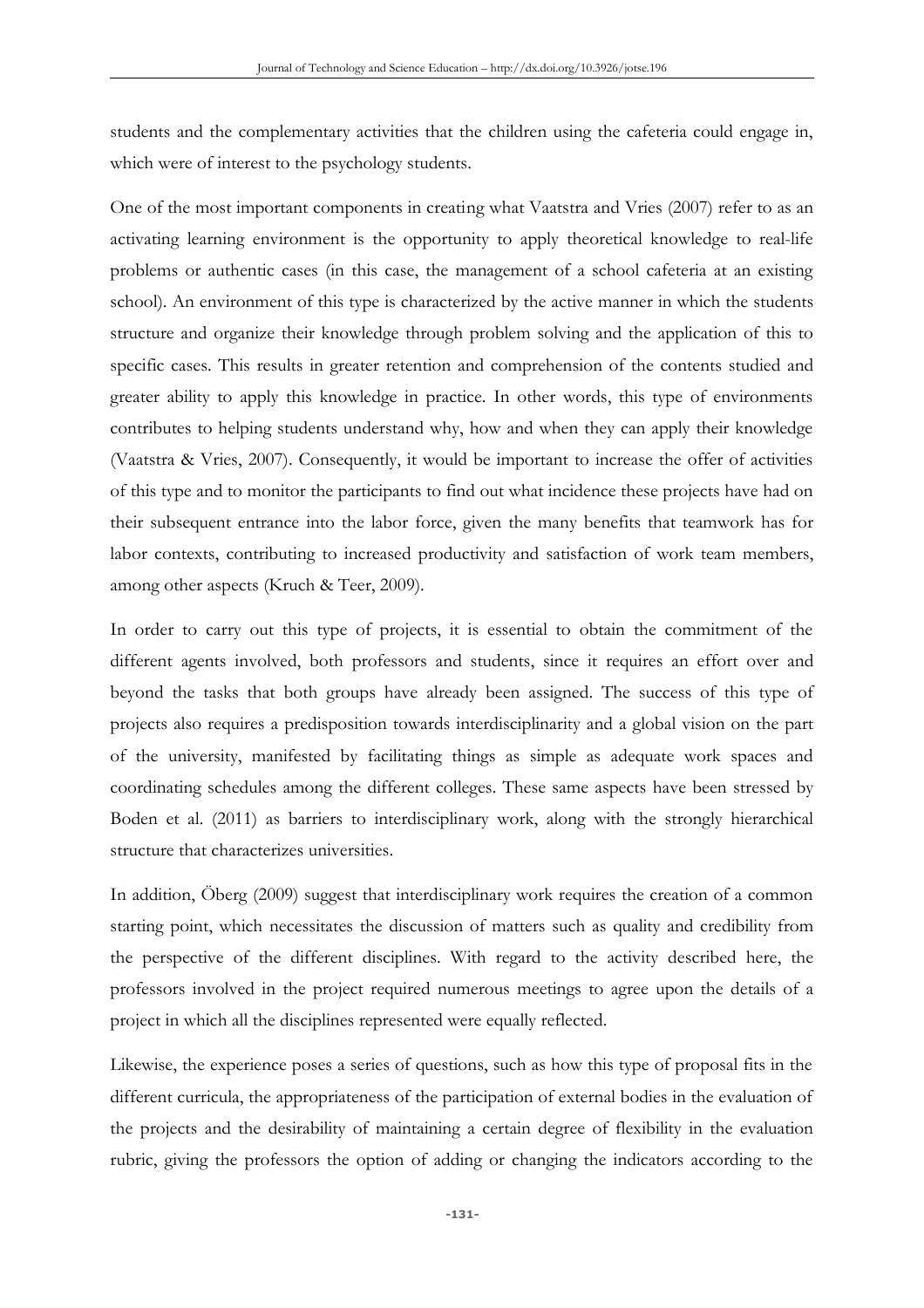students and the complementary activities that the children using the cafeteria could engage in, which were of interest to the psychology students.

One of the most important components in creating what Vaatstra and Vries (2007) refer to as an activating learning environment is the opportunity to apply theoretical knowledge to real-life problems or authentic cases (in this case, the management of a school cafeteria at an existing school). An environment of this type is characterized by the active manner in which the students structure and organize their knowledge through problem solving and the application of this to specific cases. This results in greater retention and comprehension of the contents studied and greater ability to apply this knowledge in practice. In other words, this type of environments contributes to helping students understand why, how and when they can apply their knowledge (Vaatstra & Vries, 2007). Consequently, it would be important to increase the offer of activities of this type and to monitor the participants to find out what incidence these projects have had on their subsequent entrance into the labor force, given the many benefits that teamwork has for labor contexts, contributing to increased productivity and satisfaction of work team members, among other aspects (Kruch & Teer, 2009).

In order to carry out this type of projects, it is essential to obtain the commitment of the different agents involved, both professors and students, since it requires an effort over and beyond the tasks that both groups have already been assigned. The success of this type of projects also requires a predisposition towards interdisciplinarity and a global vision on the part of the university, manifested by facilitating things as simple as adequate work spaces and coordinating schedules among the different colleges. These same aspects have been stressed by Boden et al. (2011) as barriers to interdisciplinary work, along with the strongly hierarchical structure that characterizes universities.

In addition, Öberg (2009) suggest that interdisciplinary work requires the creation of a common starting point, which necessitates the discussion of matters such as quality and credibility from the perspective of the different disciplines. With regard to the activity described here, the professors involved in the project required numerous meetings to agree upon the details of a project in which all the disciplines represented were equally reflected.

Likewise, the experience poses a series of questions, such as how this type of proposal fits in the different curricula, the appropriateness of the participation of external bodies in the evaluation of the projects and the desirability of maintaining a certain degree of flexibility in the evaluation rubric, giving the professors the option of adding or changing the indicators according to the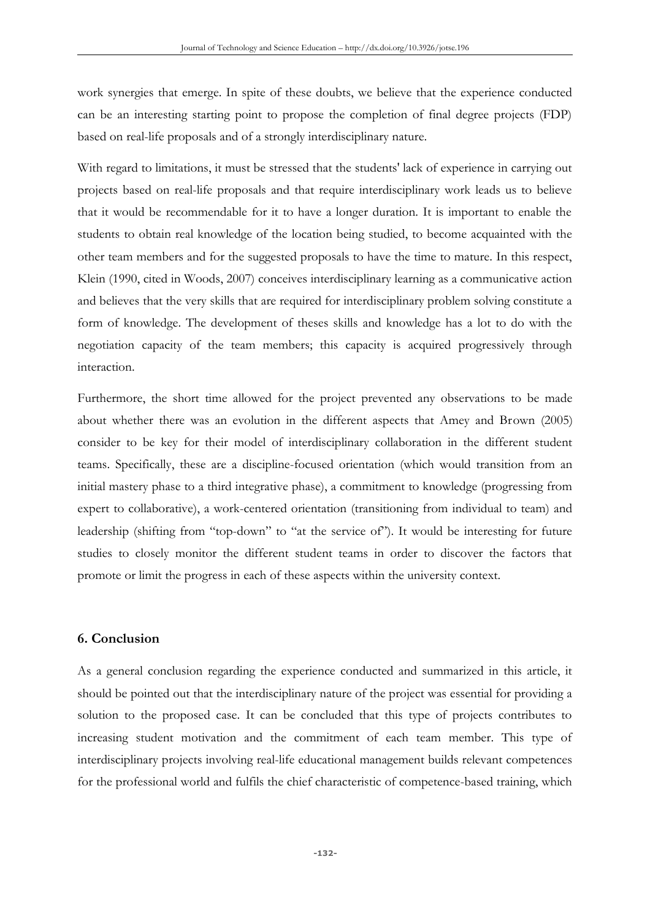work synergies that emerge. In spite of these doubts, we believe that the experience conducted can be an interesting starting point to propose the completion of final degree projects (FDP) based on real-life proposals and of a strongly interdisciplinary nature.

With regard to limitations, it must be stressed that the students' lack of experience in carrying out projects based on real-life proposals and that require interdisciplinary work leads us to believe that it would be recommendable for it to have a longer duration. It is important to enable the students to obtain real knowledge of the location being studied, to become acquainted with the other team members and for the suggested proposals to have the time to mature. In this respect, Klein (1990, cited in Woods, 2007) conceives interdisciplinary learning as a communicative action and believes that the very skills that are required for interdisciplinary problem solving constitute a form of knowledge. The development of theses skills and knowledge has a lot to do with the negotiation capacity of the team members; this capacity is acquired progressively through interaction.

Furthermore, the short time allowed for the project prevented any observations to be made about whether there was an evolution in the different aspects that Amey and Brown (2005) consider to be key for their model of interdisciplinary collaboration in the different student teams. Specifically, these are a discipline-focused orientation (which would transition from an initial mastery phase to a third integrative phase), a commitment to knowledge (progressing from expert to collaborative), a work-centered orientation (transitioning from individual to team) and leadership (shifting from "top-down" to "at the service of"). It would be interesting for future studies to closely monitor the different student teams in order to discover the factors that promote or limit the progress in each of these aspects within the university context.

## 6. Conclusion

As a general conclusion regarding the experience conducted and summarized in this article, it should be pointed out that the interdisciplinary nature of the project was essential for providing a solution to the proposed case. It can be concluded that this type of projects contributes to increasing student motivation and the commitment of each team member. This type of interdisciplinary projects involving real-life educational management builds relevant competences for the professional world and fulfils the chief characteristic of competence-based training, which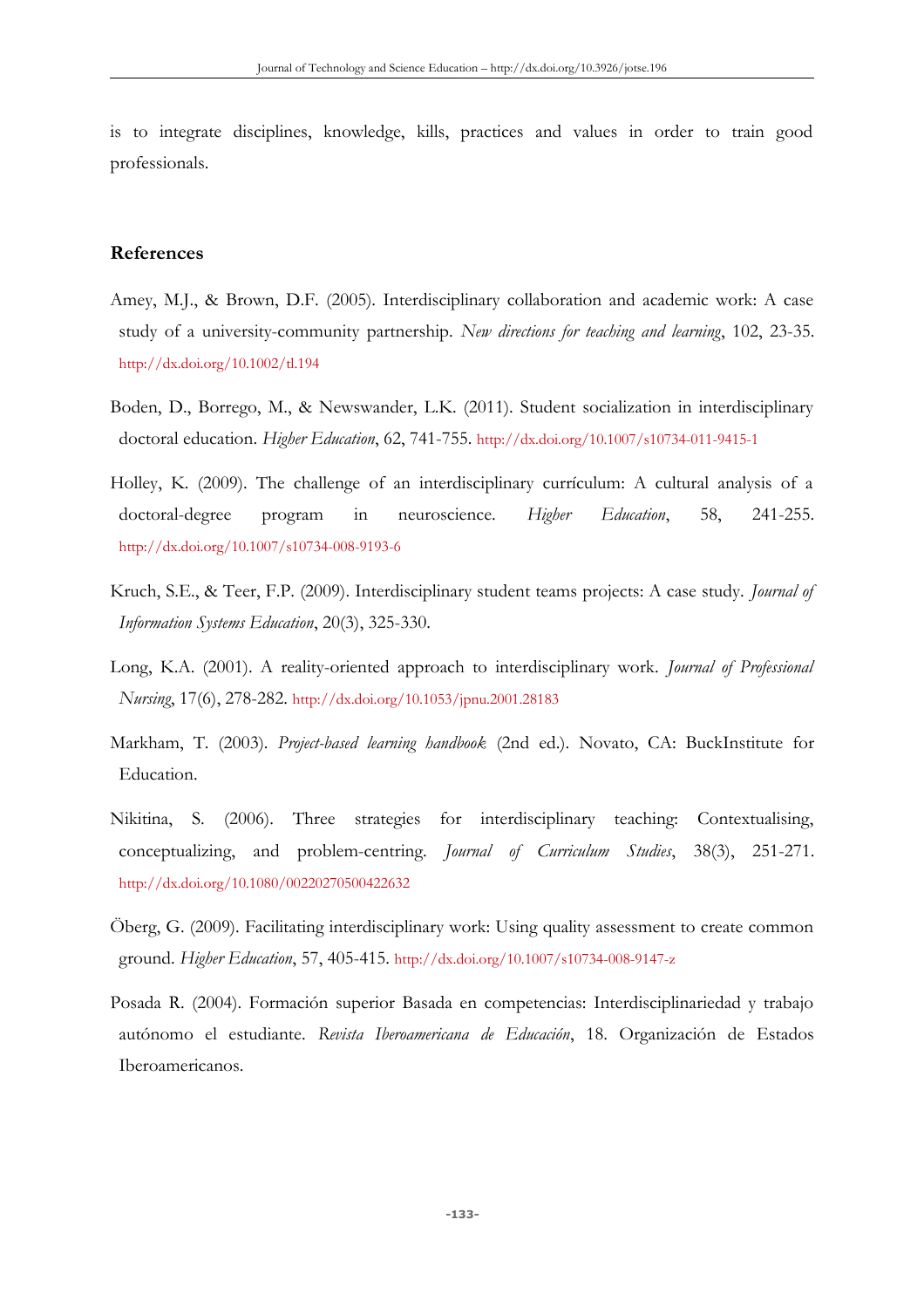is to integrate disciplines, knowledge, kills, practices and values in order to train good professionals.

## References

Amey, M.J., & Brown, D.F. (2005). Interdisciplinary collaboration and academic work: A case study of a university-community partnership. *New directions for teaching and learning*, 102, 23-35. http://dx.doi.org/10.1002/tl.194

Boden, D., Borrego, M., & Newswander, L.K. (2011). Student socialization in interdisciplinary doctoral education. *Higher Education*, 62, 741-755. http://dx.doi.org/10.1007/s10734-011-9415-1

Holley, K. (2009). The challenge of an interdisciplinary currículum: A cultural analysis of a doctoral-degree program in neuroscience. *Higher Education*, 58, 241-255. http://dx.doi.org/10.1007/s10734-008-9193-6

Kruch, S.E., & Teer, F.P. (2009). Interdisciplinary student teams projects: A case study. *Journal of Information Systems Education*, 20(3), 325-330.

Long, K.A. (2001). A reality-oriented approach to interdisciplinary work. *Journal of Professional Nursing*, 17(6), 278-282. http://dx.doi.org/10.1053/jpnu.2001.28183

Markham, T. (2003). *Project-based learning handbook* (2nd ed.). Novato, CA: BuckInstitute for Education.

Nikitina, S. (2006). Three strategies for interdisciplinary teaching: Contextualising, conceptualizing, and problem-centring. *Journal of Curriculum Studies*, 38(3), 251-271. http://dx.doi.org/10.1080/00220270500422632

Öberg, G. (2009). Facilitating interdisciplinary work: Using quality assessment to create common ground. *Higher Education*, 57, 405-415. http://dx.doi.org/10.1007/s10734-008-9147-z

Posada R. (2004). Formación superior Basada en competencias: Interdisciplinariedad y trabajo autónomo el estudiante. *Revista Iberoamericana de Educación*, 18. Organización de Estados Iberoamericanos.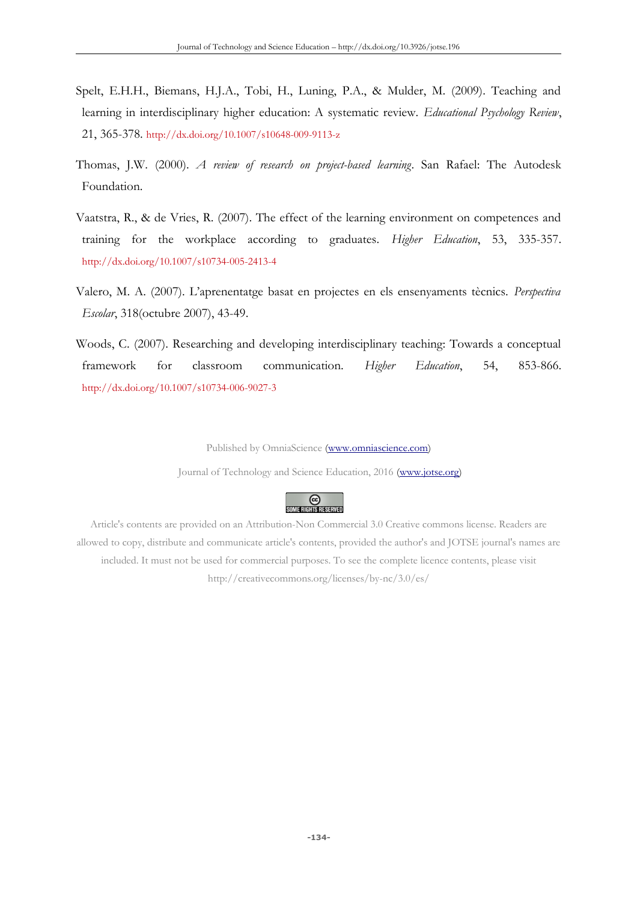Spelt, E.H.H., Biemans, H.J.A., Tobi, H., Luning, P.A., & Mulder, M. (2009). Teaching and learning in interdisciplinary higher education: A systematic review. *Educational Psychology Review*, 21, 365-378. http://dx.doi.org/10.1007/s10648-009-9113-z

Thomas, J.W. (2000). *A review of research on project-based learning*. San Rafael: The Autodesk Foundation.

Vaatstra, R., & de Vries, R. (2007). The effect of the learning environment on competences and training for the workplace according to graduates. *Higher Education*, 53, 335-357. http://dx.doi.org/10.1007/s10734-005-2413-4

Valero, M. A. (2007). L'aprenentatge basat en projectes en els ensenyaments tècnics. *Perspectiva Escolar*, 318(octubre 2007), 43-49.

Woods, C. (2007). Researching and developing interdisciplinary teaching: Towards a conceptual framework for classroom communication. *Higher Education*, 54, 853-866. http://dx.doi.org/10.1007/s10734-006-9027-3

Published by OmniaScience (www.omniascience.com)

Journal of Technology and Science Education, 2016 (www.jotse.org)

Article's contents are provided on an Attribution-Non Commercial 3.0 Creative commons license. Readers are allowed to copy, distribute and communicate article's contents, provided the author's and JOTSE journal's names are included. It must not be used for commercial purposes. To see the complete licence contents, please visit http://creativecommons.org/licenses/by-nc/3.0/es/